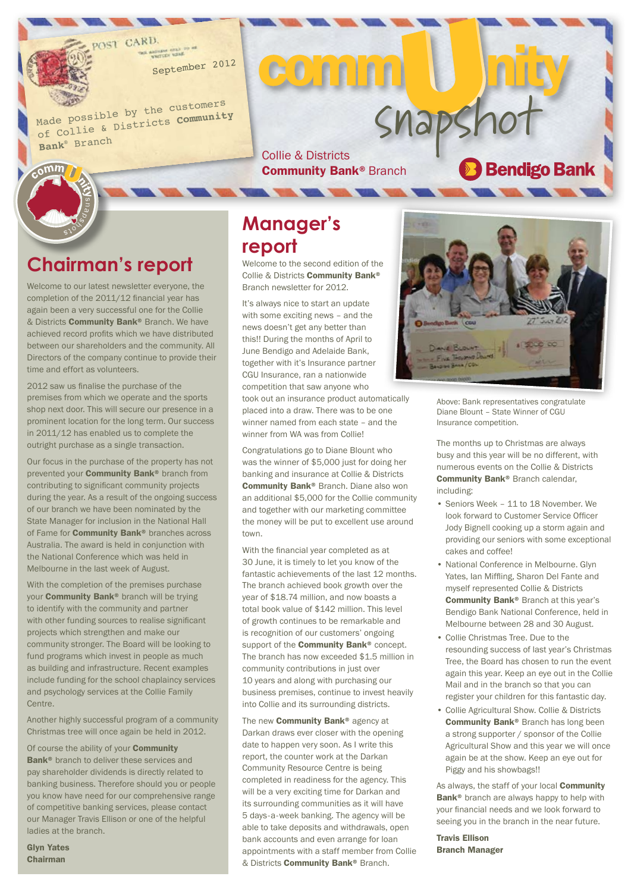POST CARD.

September 2012

Made possible by the customers of Collie & Districts **Community Bank**® Branch

# community snapshot

Collie & Districts **Community Bank**® Branch

Bendigo Bank

## Chairman's report

Welcome to our latest newsletter everyone, the completion of the 2011/12 financial year has again been a very successful one for the Collie & Districts **Community Bank**® Branch. We have achieved record profits which we have distributed between our shareholders and the community. All Directors of the company continue to provide their time and effort as volunteers.

2012 saw us finalise the purchase of the premises from which we operate and the sports shop next door. This will secure our presence in a prominent location for the long term. Our success in 2011/12 has enabled us to complete the outright purchase as a single transaction.

Our focus in the purchase of the property has not prevented your **Community Bank**® branch from contributing to significant community projects during the year. As a result of the ongoing success of our branch we have been nominated by the State Manager for inclusion in the National Hall of Fame for **Community Bank**® branches across Australia. The award is held in conjunction with the National Conference which was held in Melbourne in the last week of August.

With the completion of the premises purchase your **Community Bank**® branch will be trying to identify with the community and partner with other funding sources to realise significant projects which strengthen and make our community stronger. The Board will be looking to fund programs which invest in people as much as building and infrastructure. Recent examples include funding for the school chaplaincy services and psychology services at the Collie Family Centre.

Another highly successful program of a community Christmas tree will once again be held in 2012.

Of course the ability of your **Community Bank**® branch to deliver these services and pay shareholder dividends is directly related to banking business. Therefore should you or people you know have need for our comprehensive range of competitive banking services, please contact our Manager Travis Ellison or one of the helpful ladies at the branch.

**Glyn Yates**
**Chairman**

## Manager's report

Welcome to the second edition of the Collie & Districts **Community Bank**® Branch newsletter for 2012.

It's always nice to start an update with some exciting news – and the news doesn't get any better than this!! During the months of April to June Bendigo and Adelaide Bank, together with it's Insurance partner CGU Insurance, ran a nationwide competition that saw anyone who took out an insurance product automatically placed into a draw. There was to be one winner named from each state – and the winner from WA was from Collie!

Congratulations go to Diane Blount who was the winner of $5,000 just for doing her banking and insurance at Collie & Districts **Community Bank**® Branch. Diane also won an additional $5,000 for the Collie community and together with our marketing committee the money will be put to excellent use around town.

With the financial year completed as at 30 June, it is timely to let you know of the fantastic achievements of the last 12 months. The branch achieved book growth over the year of $18.74 million, and now boasts a total book value of $142 million. This level of growth continues to be remarkable and is recognition of our customers' ongoing support of the **Community Bank**® concept. The branch has now exceeded $1.5 million in community contributions in just over 10 years and along with purchasing our business premises, continue to invest heavily into Collie and its surrounding districts.

The new **Community Bank**® agency at Darkan draws ever closer with the opening date to happen very soon. As I write this report, the counter work at the Darkan Community Resource Centre is being completed in readiness for the agency. This will be a very exciting time for Darkan and its surrounding communities as it will have 5 days-a-week banking. The agency will be able to take deposits and withdrawals, open bank accounts and even arrange for loan appointments with a staff member from Collie & Districts **Community Bank**® Branch.

Above: Bank representatives congratulate Diane Blount – State Winner of CGU Insurance competition.

The months up to Christmas are always busy and this year will be no different, with numerous events on the Collie & Districts **Community Bank**® Branch calendar, including:

- Seniors Week – 11 to 18 November. We look forward to Customer Service Officer Jody Bignell cooking up a storm again and providing our seniors with some exceptional cakes and coffee!
- National Conference in Melbourne. Glyn Yates, Ian Miffling, Sharon Del Fante and myself represented Collie & Districts **Community Bank**® Branch at this year's Bendigo Bank National Conference, held in Melbourne between 28 and 30 August.
- Collie Christmas Tree. Due to the resounding success of last year's Christmas Tree, the Board has chosen to run the event again this year. Keep an eye out in the Collie Mail and in the branch so that you can register your children for this fantastic day.
- Collie Agricultural Show. Collie & Districts **Community Bank**® Branch has long been a strong supporter / sponsor of the Collie Agricultural Show and this year we will once again be at the show. Keep an eye out for Piggy and his showbags!!

As always, the staff of your local **Community Bank**® branch are always happy to help with your financial needs and we look forward to seeing you in the branch in the near future.

**Travis Ellison**
**Branch Manager**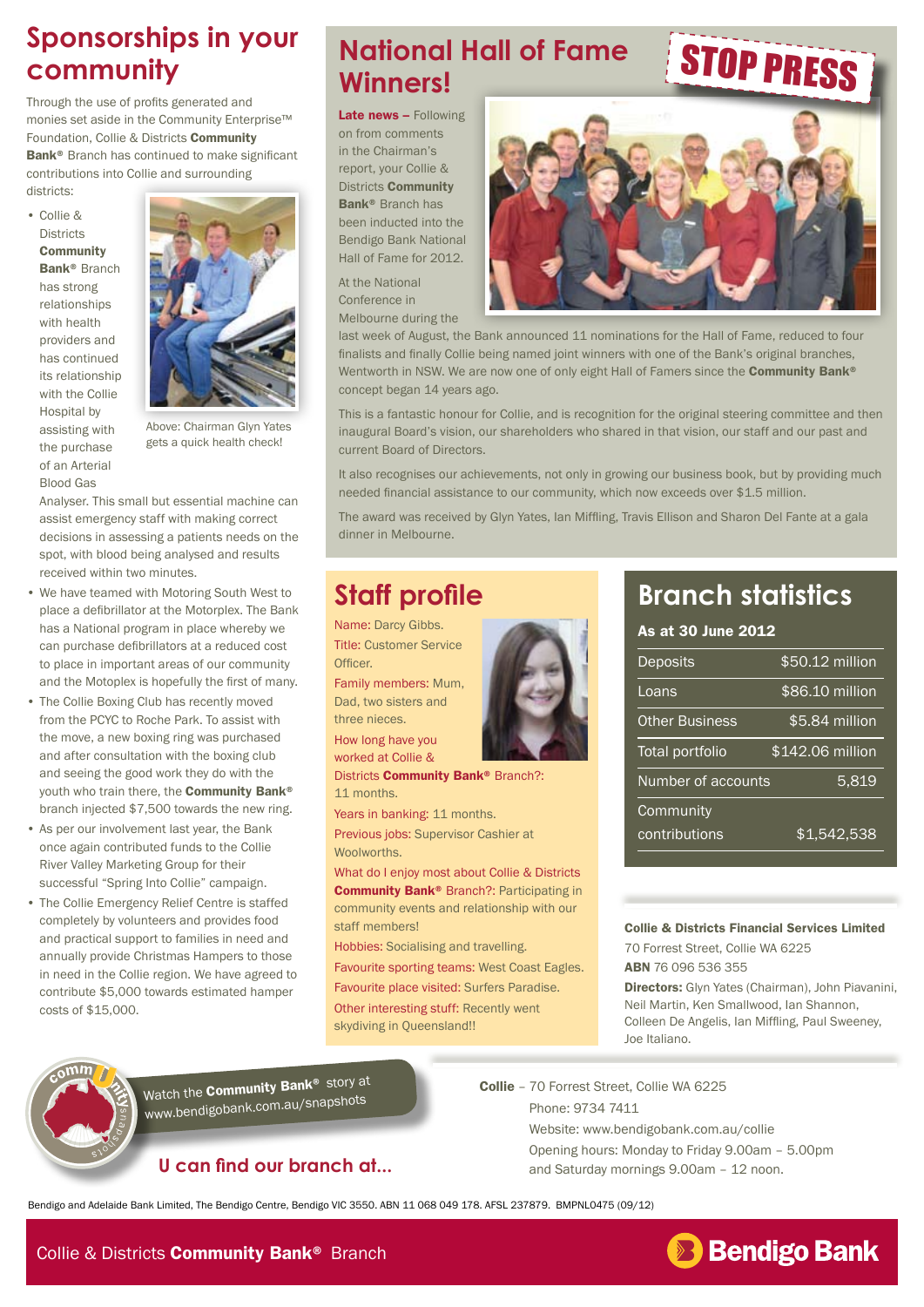## Sponsorships in your community

Through the use of profits generated and monies set aside in the Community Enterprise™ Foundation, Collie & Districts **Community Bank**® Branch has continued to make significant contributions into Collie and surrounding districts:

- Collie & Districts **Community Bank**® Branch has strong relationships with health providers and has continued its relationship with the Collie Hospital by assisting with the purchase of an Arterial Blood Gas Analyser. This small but essential machine can assist emergency staff with making correct decisions in assessing a patients needs on the spot, with blood being analysed and results received within two minutes.
- We have teamed with Motoring South West to place a defibrillator at the Motorplex. The Bank has a National program in place whereby we can purchase defibrillators at a reduced cost to place in important areas of our community and the Motoplex is hopefully the first of many.
- The Collie Boxing Club has recently moved from the PCYC to Roche Park. To assist with the move, a new boxing ring was purchased and after consultation with the boxing club and seeing the good work they do with the youth who train there, the **Community Bank**® branch injected $7,500 towards the new ring.
- As per our involvement last year, the Bank once again contributed funds to the Collie River Valley Marketing Group for their successful "Spring Into Collie" campaign.
- The Collie Emergency Relief Centre is staffed completely by volunteers and provides food and practical support to families in need and annually provide Christmas Hampers to those in need in the Collie region. We have agreed to contribute $5,000 towards estimated hamper costs of $15,000.

Above: Chairman Glyn Yates gets a quick health check!

## National Hall of Fame Winners!

STOP PRESS

**Late news –** Following on from comments in the Chairman's report, your Collie & Districts **Community Bank**® Branch has been inducted into the Bendigo Bank National Hall of Fame for 2012.

At the National Conference in Melbourne during the last week of August, the Bank announced 11 nominations for the Hall of Fame, reduced to four finalists and finally Collie being named joint winners with one of the Bank's original branches, Wentworth in NSW. We are now one of only eight Hall of Famers since the **Community Bank**® concept began 14 years ago.

This is a fantastic honour for Collie, and is recognition for the original steering committee and then inaugural Board's vision, our shareholders who shared in that vision, our staff and our past and current Board of Directors.

It also recognises our achievements, not only in growing our business book, but by providing much needed financial assistance to our community, which now exceeds over $1.5 million.

The award was received by Glyn Yates, Ian Miffling, Travis Ellison and Sharon Del Fante at a gala dinner in Melbourne.

## Staff profile

Name: Darcy Gibbs.

Title: Customer Service Officer.

Family members: Mum, Dad, two sisters and three nieces.

How long have you worked at Collie & Districts **Community Bank**® Branch?: 11 months.

Years in banking: 11 months.

Previous jobs: Supervisor Cashier at Woolworths.

What do I enjoy most about Collie & Districts **Community Bank**® Branch?: Participating in community events and relationship with our staff members!

Hobbies: Socialising and travelling.

Favourite sporting teams: West Coast Eagles.

Favourite place visited: Surfers Paradise.

Other interesting stuff: Recently went skydiving in Queensland!!

## Branch statistics

**As at 30 June 2012**

| | |
|---|---|
| Deposits | $50.12 million |
| Loans | $86.10 million |
| Other Business | $5.84 million |
| Total portfolio | $142.06 million |
| Number of accounts | 5,819 |
| Community contributions | $1,542,538 |

**Collie & Districts Financial Services Limited**
70 Forrest Street, Collie WA 6225
**ABN** 76 096 536 355

**Directors:** Glyn Yates (Chairman), John Piavanini, Neil Martin, Ken Smallwood, Ian Shannon, Colleen De Angelis, Ian Miffling, Paul Sweeney, Joe Italiano.

Watch the **Community Bank**® story at www.bendigobank.com.au/snapshots

**U can find our branch at...**

**Collie** – 70 Forrest Street, Collie WA 6225
Phone: 9734 7411
Website: www.bendigobank.com.au/collie
Opening hours: Monday to Friday 9.00am – 5.00pm and Saturday mornings 9.00am – 12 noon.

Bendigo and Adelaide Bank Limited, The Bendigo Centre, Bendigo VIC 3550. ABN 11 068 049 178. AFSL 237879. BMPNL0475 (09/12)

Collie & Districts **Community Bank**® Branch

Bendigo Bank